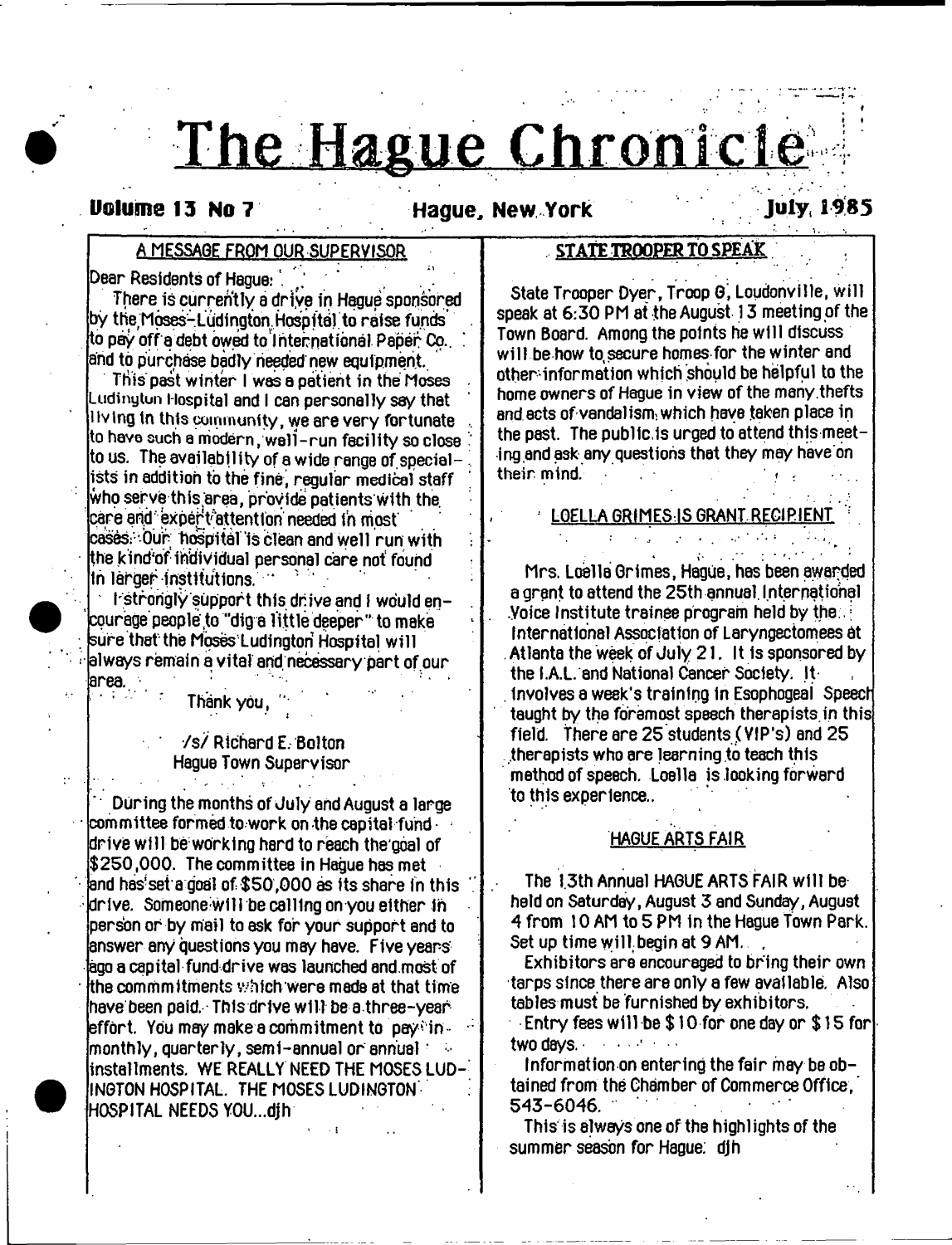# The Hague Chronicle

**Volume 13 No 7** — **Hague, New York** — **July, 1985**

## A MESSAGE FROM OUR SUPERVISOR

Dear Residents of Hague:

There is currently a drive in Hague sponsored by the Moses-Ludington Hospital to raise funds to pay off a debt owed to International Paper Co. and to purchase badly needed new equipment.

This past winter I was a patient in the Moses Ludington Hospital and I can personally say that living in this community, we are very fortunate to have such a modern, well-run facility so close to us. The availability of a wide range of specialists in addition to the fine, regular medical staff who serve this area, provide patients with the care and expert attention needed in most cases. Our hospital is clean and well run with the kind of individual personal care not found in larger institutions.

I strongly support this drive and I would encourage people to "dig a little deeper" to make sure that the Moses Ludington Hospital will always remain a vital and necessary part of our area.

Thank you,

/s/ Richard E. Bolton
Hague Town Supervisor

During the months of July and August a large committee formed to work on the capital fund drive will be working hard to reach the goal of $250,000. The committee in Hague has met and has set a goal of $50,000 as its share in this drive. Someone will be calling on you either in person or by mail to ask for your support and to answer any questions you may have. Five years ago a capital fund drive was launched and most of the commmitments which were made at that time have been paid. This drive will be a three-year effort. You may make a commitment to pay in monthly, quarterly, semi-annual or annual installments. WE REALLY NEED THE MOSES LUDINGTON HOSPITAL. THE MOSES LUDINGTON HOSPITAL NEEDS YOU...djh

## STATE TROOPER TO SPEAK

State Trooper Dyer, Troop G, Loudonville, will speak at 6:30 PM at the August 13 meeting of the Town Board. Among the points he will discuss will be how to secure homes for the winter and other information which should be helpful to the home owners of Hague in view of the many thefts and acts of vandalism which have taken place in the past. The public is urged to attend this meeting and ask any questions that they may have on their mind.

## LOELLA GRIMES IS GRANT RECIPIENT

Mrs. Loella Grimes, Hague, has been awarded a grant to attend the 25th annual International Voice Institute trainee program held by the International Association of Laryngectomees at Atlanta the week of July 21. It is sponsored by the I.A.L. and National Cancer Society. It involves a week's training in Esophogeal Speech taught by the foremost speech therapists in this field. There are 25 students (VIP's) and 25 therapists who are learning to teach this method of speech. Loella is looking forward to this experience..

## HAGUE ARTS FAIR

The 13th Annual HAGUE ARTS FAIR will be held on Saturday, August 3 and Sunday, August 4 from 10 AM to 5 PM in the Hague Town Park. Set up time will begin at 9 AM.

Exhibitors are encouraged to bring their own tarps since there are only a few available. Also tables must be furnished by exhibitors.

Entry fees will be $10 for one day or $15 for two days.

Information on entering the fair may be obtained from the Chamber of Commerce Office, 543-6046.

This is always one of the highlights of the summer season for Hague. djh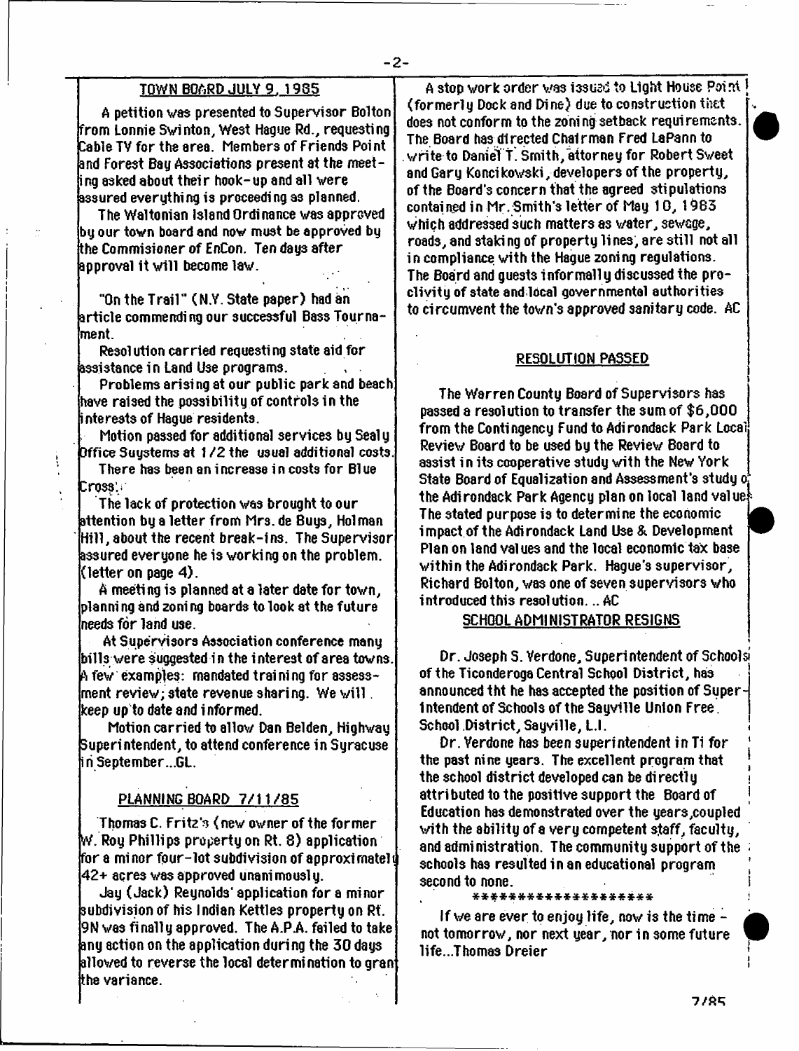## TOWN BOARD JULY 9, 1985

A petition was presented to Supervisor Bolton from Lonnie Swinton, West Hague Rd., requesting Cable TV for the area. Members of Friends Point and Forest Bay Associations present at the meeting asked about their hook-up and all were assured everything is proceeding as planned.

The Waltonian Island Ordinance was approved by our town board and now must be approved by the Commisioner of EnCon. Ten days after approval it will become law.

"On the Trail" (N.Y. State paper) had an article commending our successful Bass Tournament.

Resolution carried requesting state aid for assistance in Land Use programs.

Problems arising at our public park and beach have raised the possibility of controls in the interests of Hague residents.

Motion passed for additional services by Sealy Office Suystems at 1/2 the usual additional costs.

There has been an increase in costs for Blue Cross.

The lack of protection was brought to our attention by a letter from Mrs. de Buys, Holman Hill, about the recent break-ins. The Supervisor assured everyone he is working on the problem. (letter on page 4).

A meeting is planned at a later date for town, planning and zoning boards to look at the future needs for land use.

At Supervisors Association conference many bills were suggested in the interest of area towns. A few examples: mandated training for assessment review; state revenue sharing. We will keep up to date and informed.

Motion carried to allow Dan Belden, Highway Superintendent, to attend conference in Syracuse in September...GL.

## PLANNING BOARD 7/11/85

Thomas C. Fritz's (new owner of the former W. Roy Phillips property on Rt. 8) application for a minor four-lot subdivision of approximately 42+ acres was approved unanimously.

Jay (Jack) Reynolds' application for a minor subdivision of his Indian Kettles property on Rt. 9N was finally approved. The A.P.A. failed to take any action on the application during the 30 days allowed to reverse the local determination to grant the variance.

A stop work order was issued to Light House Point (formerly Dock and Dine) due to construction that does not conform to the zoning setback requirements. The Board has directed Chairman Fred LaPann to write to Daniel T. Smith, attorney for Robert Sweet and Gary Koncikowski, developers of the property, of the Board's concern that the agreed stipulations contained in Mr. Smith's letter of May 10, 1983 which addressed such matters as water, sewage, roads, and staking of property lines, are still not all in compliance with the Hague zoning regulations. The Board and guests informally discussed the proclivity of state and local governmental authorities to circumvent the town's approved sanitary code. AC

## RESOLUTION PASSED

The Warren County Board of Supervisors has passed a resolution to transfer the sum of $6,000 from the Contingency Fund to Adirondack Park Local Review Board to be used by the Review Board to assist in its cooperative study with the New York State Board of Equalization and Assessment's study of the Adirondack Park Agency plan on local land values. The stated purpose is to determine the economic impact of the Adirondack Land Use & Development Plan on land values and the local economic tax base within the Adirondack Park. Hague's supervisor, Richard Bolton, was one of seven supervisors who introduced this resolution. .. AC

## SCHOOL ADMINISTRATOR RESIGNS

Dr. Joseph S. Yerdone, Superintendent of Schools of the Ticonderoga Central School District, has announced tht he has accepted the position of Superintendent of Schools of the Sayville Union Free School District, Sayville, L.I.

Dr. Yerdone has been superintendent in Ti for the past nine years. The excellent program that the school district developed can be directly attributed to the positive support the Board of Education has demonstrated over the years,coupled with the ability of a very competent staff, faculty, and administration. The community support of the schools has resulted in an educational program second to none.

********************

If we are ever to enjoy life, now is the time - not tomorrow, nor next year, nor in some future life...Thomas Dreier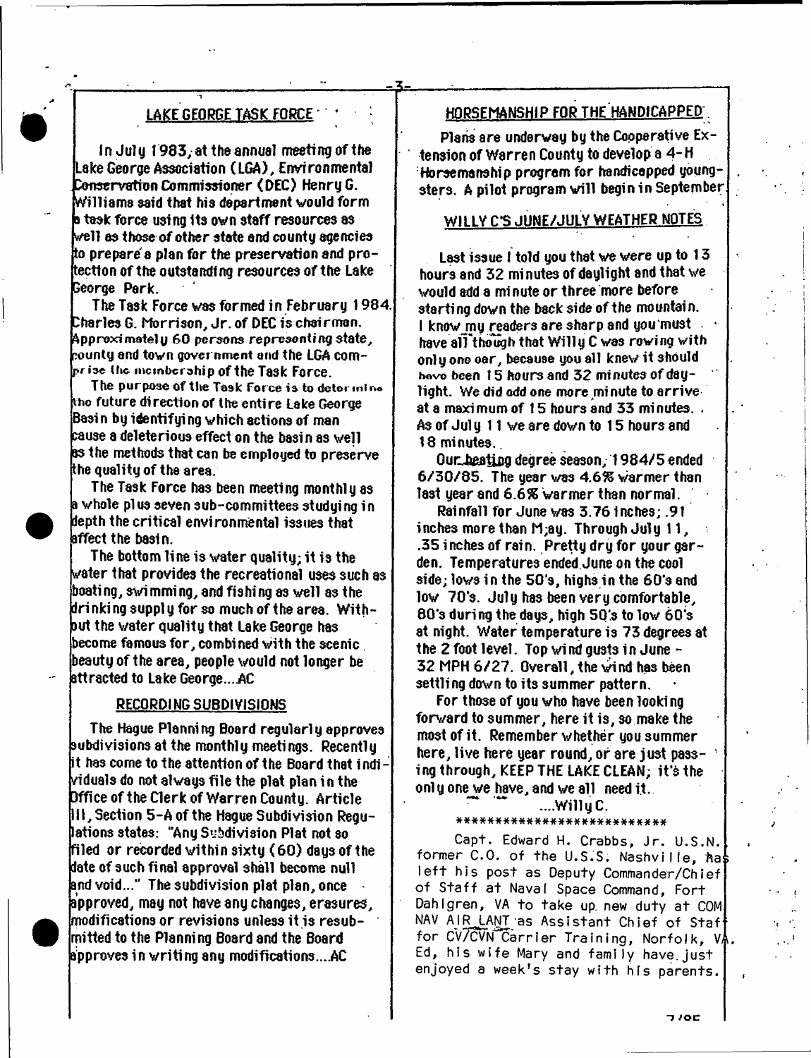## LAKE GEORGE TASK FORCE

In July 1983, at the annual meeting of the Lake George Association (LGA), Environmental Conservation Commissioner (DEC) Henry G. Williams said that his department would form a task force using its own staff resources as well as those of other state and county agencies to prepare a plan for the preservation and protection of the outstanding resources of the Lake George Park.

The Task Force was formed in February 1984. Charles G. Morrison, Jr. of DEC is chairman. Approximately 60 persons representing state, county and town government and the LGA comprise the membership of the Task Force.

The purpose of the Task Force is to determine the future direction of the entire Lake George Basin by identifying which actions of man cause a deleterious effect on the basin as well as the methods that can be employed to preserve the quality of the area.

The Task Force has been meeting monthly as a whole plus seven sub-committees studying in depth the critical environmental issues that affect the basin.

The bottom line is water quality; it is the water that provides the recreational uses such as boating, swimming, and fishing as well as the drinking supply for so much of the area. Without the water quality that Lake George has become famous for, combined with the scenic beauty of the area, people would not longer be attracted to Lake George....AC

## RECORDING SUBDIVISIONS

The Hague Planning Board regularly approves subdivisions at the monthly meetings. Recently it has come to the attention of the Board that individuals do not always file the plat plan in the Office of the Clerk of Warren County. Article III, Section 5-A of the Hague Subdivision Regulations states: "Any Subdivision Plat not so filed or recorded within sixty (60) days of the date of such final approval shall become null and void..." The subdivision plat plan, once approved, may not have any changes, erasures, modifications or revisions unless it is resubmitted to the Planning Board and the Board approves in writing any modifications....AC

## HORSEMANSHIP FOR THE HANDICAPPED

Plans are underway by the Cooperative Extension of Warren County to develop a 4-H Horsemanship program for handicapped youngsters. A pilot program will begin in September.

## WILLY C'S JUNE/JULY WEATHER NOTES

Last issue I told you that we were up to 13 hours and 32 minutes of daylight and that we would add a minute or three more before starting down the back side of the mountain. I know my readers are sharp and you must have all though that Willy C was rowing with only one oar, because you all knew it should have been 15 hours and 32 minutes of daylight. We did add one more minute to arrive at a maximum of 15 hours and 33 minutes. As of July 11 we are down to 15 hours and 18 minutes.

Our heating degree season, 1984/5 ended 6/30/85. The year was 4.6% warmer than last year and 6.6% warmer than normal.

Rainfall for June was 3.76 inches; .91 inches more than M;ay. Through July 11, .35 inches of rain. Pretty dry for your garden. Temperatures ended June on the cool side; lows in the 50's, highs in the 60's and low 70's. July has been very comfortable, 80's during the days, high 50's to low 60's at night. Water temperature is 73 degrees at the 2 foot level. Top wind gusts in June - 32 MPH 6/27. Overall, the wind has been settling down to its summer pattern.

For those of you who have been looking forward to summer, here it is, so make the most of it. Remember whether you summer here, live here year round, or are just passing through, KEEP THE LAKE CLEAN; it's the only one we have, and we all need it.

....Willy C.

**************************

Capt. Edward H. Crabbs, Jr. U.S.N. former C.O. of the U.S.S. Nashville, has left his post as Deputy Commander/Chief of Staff at Naval Space Command, Fort Dahlgren, VA to take up new duty at COM NAV AIR LANT as Assistant Chief of Staff for CV/CVN Carrier Training, Norfolk, VA. Ed, his wife Mary and family have just enjoyed a week's stay with his parents.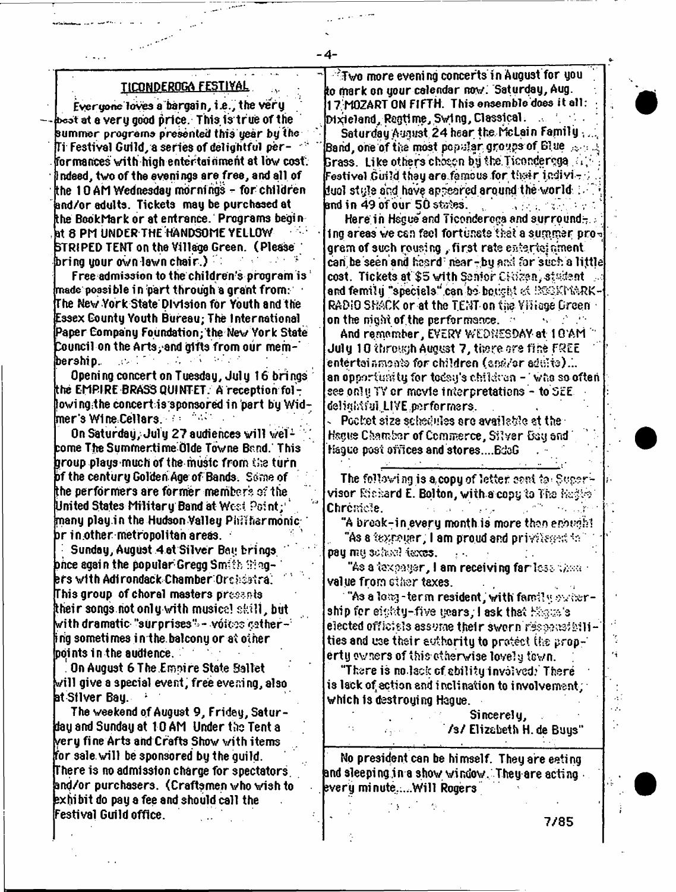## TICONDEROGA FESTIVAL

Everyone loves a bargain, i.e., the very best at a very good price. This is true of the summer programs presented this year by the Ti Festival Guild, a series of delightful performances with high entertainment at low cost. Indeed, two of the evenings are free, and all of the 10 AM Wednesday mornings - for children and/or adults. Tickets may be purchased at the BookMark or at entrance. Programs begin at 8 PM UNDER THE HANDSOME YELLOW STRIPED TENT on the Village Green. (Please bring your own lawn chair.)

Free admission to the children's program is made possible in part through a grant from: The New York State Division for Youth and the Essex County Youth Bureau; The International Paper Company Foundation; the New York State Council on the Arts, and gifts from our membership.

Opening concert on Tuesday, July 16 brings the EMPIRE BRASS QUINTET. A reception following the concert is sponsored in part by Widmer's Wine Cellars.

On Saturday, July 27 audiences will welcome The Summertime Olde Towne Band. This group plays much of the music from the turn of the century Golden Age of Bands. Some of the performers are former members of the United States Military Band at West Point; many play in the Hudson Valley Philharmonic or in other metropolitan areas.

Sunday, August 4 at Silver Bay brings once again the popular Gregg Smith Singers with Adirondack Chamber Orchestra. This group of choral masters presents their songs not only with musical skill, but with dramatic "surprises" - voices gathering sometimes in the balcony or at other points in the audience.

On August 6 The Empire State Ballet will give a special event, free evening, also at Silver Bay.

The weekend of August 9, Friday, Saturday and Sunday at 10 AM Under the Tent a very fine Arts and Crafts Show with items for sale will be sponsored by the guild. There is no admission charge for spectators and/or purchasers. (Craftsmen who wish to exhibit do pay a fee and should call the Festival Guild office.

Two more evening concerts in August for you to mark on your calendar now. Saturday, Aug. 17 MOZART ON FIFTH. This ensemble does it all: Dixieland, Ragtime, Swing, Classical.

Saturday August 24 hear the McLain Family Band, one of the most popular groups of Blue Grass. Like others chosen by the Ticonderoga Festival Guild they are famous for their individual style and have appeared around the world and in 49 of our 50 states.

Here in Hague and Ticonderoga and surrounding areas we can feel fortunate that a summer program of such rousing, first rate entertainment can be seen and heard near-by and for such a little cost. Tickets at $5 with Senior Citizen, student and family "specials" can be bought at BOOKMARK-RADIO SHACK or at the TENT on the Village Green on the night of the performance.

And remember, EVERY WEDNESDAY at 10 AM July 10 through August 7, there are fine FREE entertainments for children (and/or adults)... an opportunity for today's children - who so often see only TV or movie interpretations - to SEE delightful LIVE performers.

Pocket size schedules are available at the Hague Chamber of Commerce, Silver Bay and Hague post offices and stores....BdeG

---

The following is a copy of letter sent to Supervisor Richard E. Bolton, with a copy to The Hague Chronicle.

"A break-in every month is more than enough!

"As a taxpayer, I am proud and privileged to pay my school taxes.

"As a taxpayer, I am receiving far less than value from other taxes.

"As a long-term resident, with family ownership for eighty-five years, I ask that Hague's elected officials assume their sworn responsibilities and use their authority to protect the property owners of this otherwise lovely town.

"There is no lack of ability involved. There is lack of action and inclination to involvement, which is destroying Hague.

Sincerely,
/s/ Elizabeth H. de Buys"

---

No president can be himself. They are eating and sleeping in a show window. They are acting every minute.....Will Rogers

7/85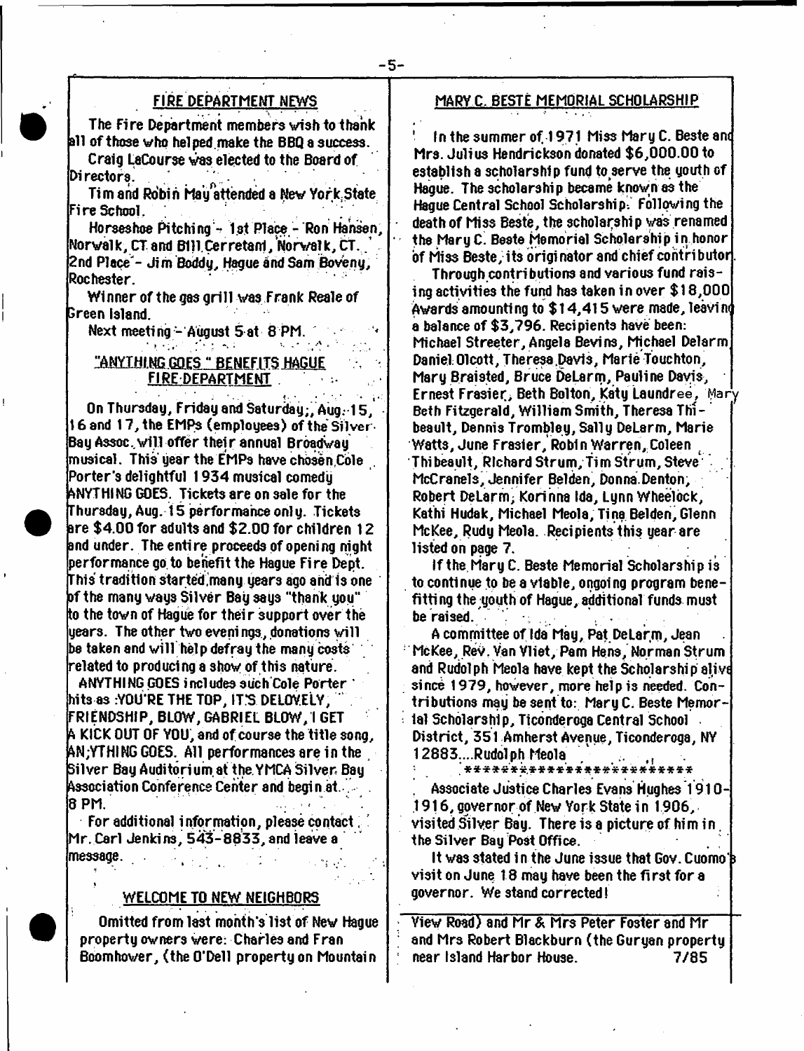## FIRE DEPARTMENT NEWS

The Fire Department members wish to thank all of those who helped make the BBQ a success.

Craig LaCourse was elected to the Board of Directors.

Tim and Robin May attended a New York State Fire School.

Horseshoe Pitching - 1st Place - Ron Hansen, Norwalk, CT and Bill Cerretani, Norwalk, CT. 2nd Place - Jim Boddy, Hague and Sam Boveny, Rochester.

Winner of the gas grill was Frank Reale of Green Island.

Next meeting - August 5 at 8 PM.

## "ANYTHING GOES" BENEFITS HAGUE FIRE DEPARTMENT

On Thursday, Friday and Saturday, Aug. 15, 16 and 17, the EMPs (employees) of the Silver Bay Assoc. will offer their annual Broadway musical. This year the EMPs have chosen Cole Porter's delightful 1934 musical comedy ANYTHING GOES. Tickets are on sale for the Thursday, Aug. 15 performance only. Tickets are $4.00 for adults and $2.00 for children 12 and under. The entire proceeds of opening night performance go to benefit the Hague Fire Dept. This tradition started many years ago and is one of the many ways Silver Bay says "thank you" to the town of Hague for their support over the years. The other two evenings, donations will be taken and will help defray the many costs related to producing a show of this nature.

ANYTHING GOES includes such Cole Porter hits as :YOU'RE THE TOP, IT'S DELOVELY, FRIENDSHIP, BLOW, GABRIEL BLOW, I GET A KICK OUT OF YOU, and of course the title song, ANYTHING GOES. All performances are in the Silver Bay Auditorium at the YMCA Silver Bay Association Conference Center and begin at 8 PM.

For additional information, please contact Mr. Carl Jenkins, 543-8833, and leave a message.

## WELCOME TO NEW NEIGHBORS

Omitted from last month's list of New Hague property owners were: Charles and Fran Boomhower, (the O'Dell property on Mountain View Road) and Mr & Mrs Peter Foster and Mr and Mrs Robert Blackburn (the Guryan property near Island Harbor House. 7/85

## MARY C. BESTE MEMORIAL SCHOLARSHIP

In the summer of 1971 Miss Mary C. Beste and Mrs. Julius Hendrickson donated $6,000.00 to establish a scholarship fund to serve the youth of Hague. The scholarship became known as the Hague Central School Scholarship. Following the death of Miss Beste, the scholarship was renamed the Mary C. Beste Memorial Scholarship in honor of Miss Beste, its originator and chief contributor.

Through contributions and various fund raising activities the fund has taken in over $18,000. Awards amounting to $14,415 were made, leaving a balance of $3,796. Recipients have been: Michael Streeter, Angela Bevins, Michael Delarm, Daniel Olcott, Theresa Davis, Marie Touchton, Mary Braisted, Bruce DeLarm, Pauline Davis, Ernest Frasier, Beth Bolton, Katy Laundree, Mary Beth Fitzgerald, William Smith, Theresa Thibeault, Dennis Trombley, Sally DeLarm, Marie Watts, June Frasier, Robin Warren, Coleen Thibeault, Richard Strum, Tim Strum, Steve McCranels, Jennifer Belden, Donna Denton, Robert DeLarm, Korinna Ida, Lynn Wheelock, Kathi Hudak, Michael Meola, Tina Belden, Glenn McKee, Rudy Meola. Recipients this year are listed on page 7.

If the Mary C. Beste Memorial Scholarship is to continue to be a viable, ongoing program benefitting the youth of Hague, additional funds must be raised.

A committee of Ida May, Pat DeLarm, Jean McKee, Rev. Van Vliet, Pam Hens, Norman Strum and Rudolph Meola have kept the Scholarship alive since 1979, however, more help is needed. Contributions may be sent to: Mary C. Beste Memorial Scholarship, Ticonderoga Central School District, 351 Amherst Avenue, Ticonderoga, NY 12883....Rudolph Meola

*************************

Associate Justice Charles Evans Hughes 1910-1916, governor of New York State in 1906, visited Silver Bay. There is a picture of him in the Silver Bay Post Office.

It was stated in the June issue that Gov. Cuomo's visit on June 18 may have been the first for a governor. We stand corrected!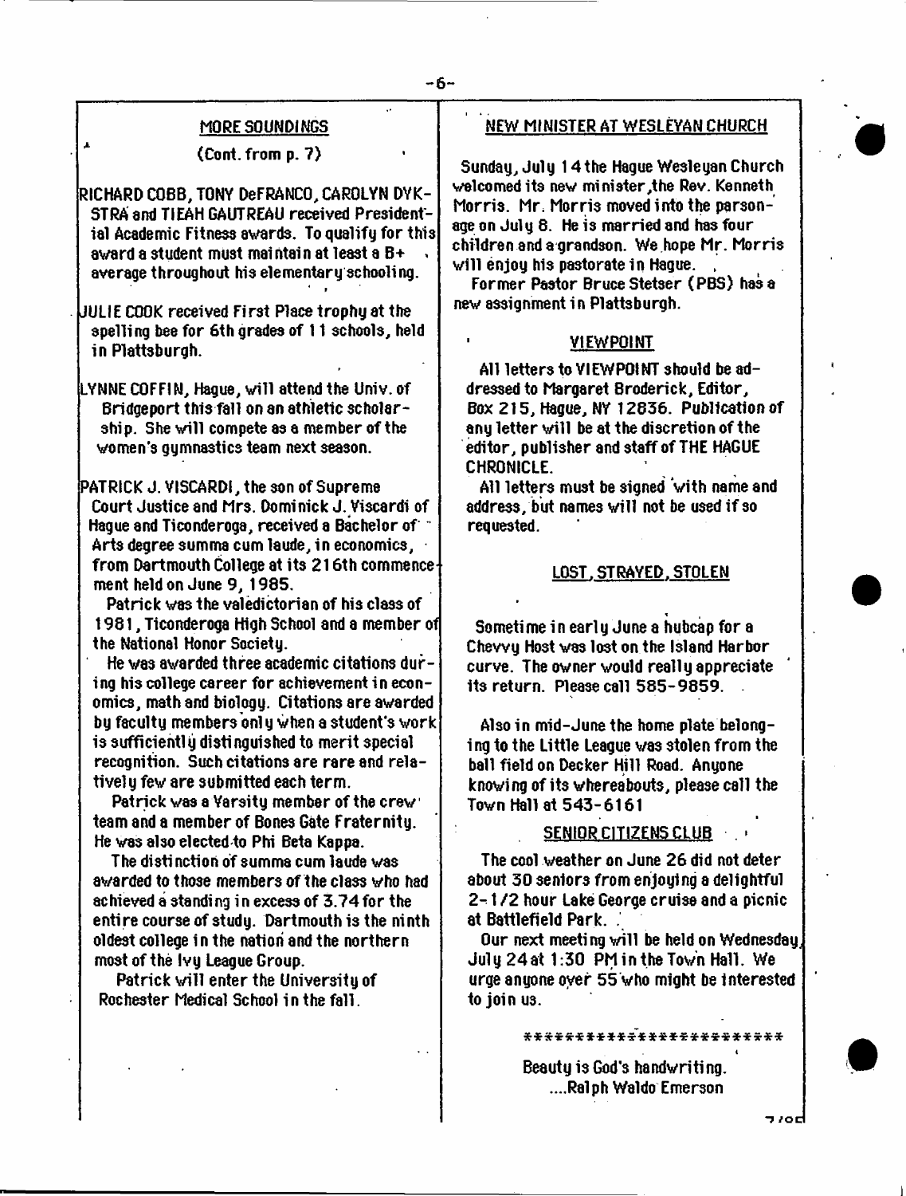## MORE SOUNDINGS

(Cont. from p. 7)

RICHARD COBB, TONY DeFRANCO, CAROLYN DYKSTRA and TIEAH GAUTREAU received Presidential Academic Fitness awards. To qualify for this award a student must maintain at least a B+ average throughout his elementary schooling.

JULIE COOK received First Place trophy at the spelling bee for 6th grades of 11 schools, held in Plattsburgh.

LYNNE COFFIN, Hague, will attend the Univ. of Bridgeport this fall on an athletic scholarship. She will compete as a member of the women's gymnastics team next season.

PATRICK J. VISCARDI, the son of Supreme Court Justice and Mrs. Dominick J. Viscardi of Hague and Ticonderoga, received a Bachelor of Arts degree summa cum laude, in economics, from Dartmouth College at its 216th commencement held on June 9, 1985.

Patrick was the valedictorian of his class of 1981, Ticonderoga High School and a member of the National Honor Society.

He was awarded three academic citations during his college career for achievement in economics, math and biology. Citations are awarded by faculty members only when a student's work is sufficiently distinguished to merit special recognition. Such citations are rare and relatively few are submitted each term.

Patrick was a Varsity member of the crew team and a member of Bones Gate Fraternity. He was also elected to Phi Beta Kappa.

The distinction of summa cum laude was awarded to those members of the class who had achieved a standing in excess of 3.74 for the entire course of study. Dartmouth is the ninth oldest college in the nation and the northern most of the Ivy League Group.

Patrick will enter the University of Rochester Medical School in the fall.

## NEW MINISTER AT WESLEYAN CHURCH

Sunday, July 14 the Hague Wesleyan Church welcomed its new minister, the Rev. Kenneth Morris. Mr. Morris moved into the parsonage on July 8. He is married and has four children and a grandson. We hope Mr. Morris will enjoy his pastorate in Hague.

Former Pastor Bruce Stetser (PBS) has a new assignment in Plattsburgh.

## VIEWPOINT

All letters to VIEWPOINT should be addressed to Margaret Broderick, Editor, Box 215, Hague, NY 12836. Publication of any letter will be at the discretion of the editor, publisher and staff of THE HAGUE CHRONICLE.

All letters must be signed with name and address, but names will not be used if so requested.

## LOST, STRAYED, STOLEN

Sometime in early June a hubcap for a Chevvy Host was lost on the Island Harbor curve. The owner would really appreciate its return. Please call 585-9859.

Also in mid-June the home plate belonging to the Little League was stolen from the ball field on Decker Hill Road. Anyone knowing of its whereabouts, please call the Town Hall at 543-6161

## SENIOR CITIZENS CLUB

The cool weather on June 26 did not deter about 30 seniors from enjoying a delightful 2-1/2 hour Lake George cruise and a picnic at Battlefield Park.

Our next meeting will be held on Wednesday, July 24 at 1:30 PM in the Town Hall. We urge anyone over 55 who might be interested to join us.

************************

Beauty is God's handwriting.
....Ralph Waldo Emerson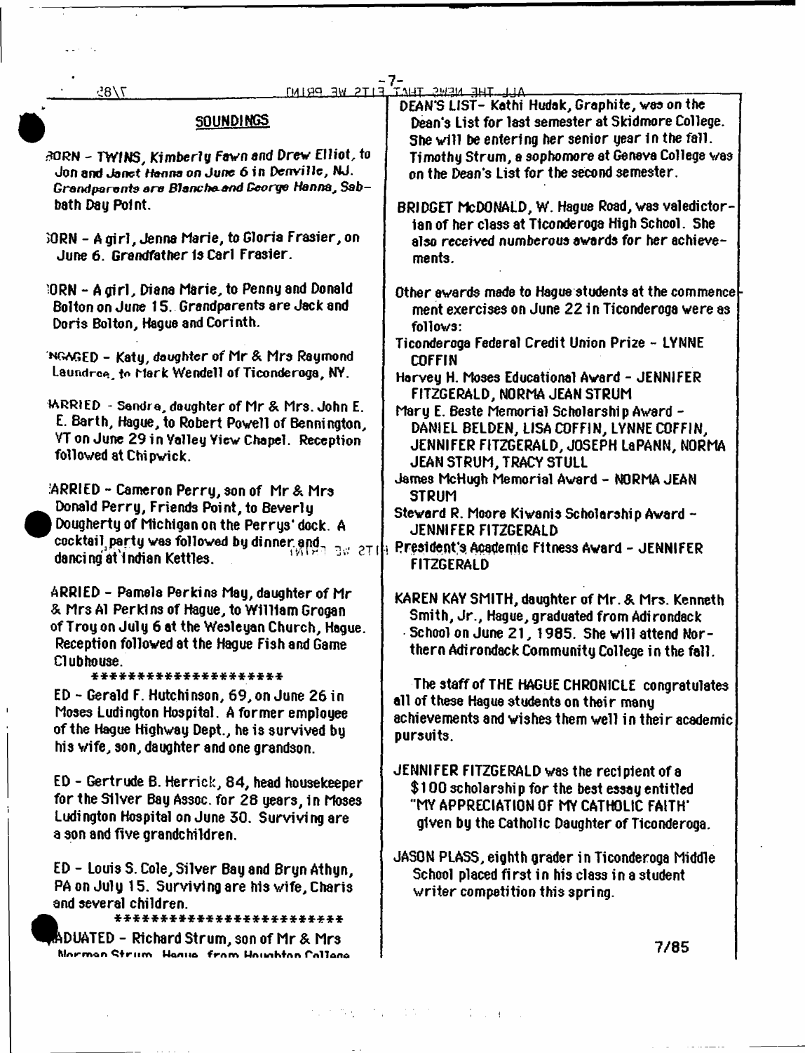## SOUNDINGS

BORN - TWINS, Kimberly Fawn and Drew Elliot, to Jon and Janet Hanna on June 6 in Denville, NJ. Grandparents are Blanche and George Hanna, Sabbath Day Point.

BORN - A girl, Jenna Marie, to Gloria Frasier, on June 6. Grandfather is Carl Frasier.

BORN - A girl, Diana Marie, to Penny and Donald Bolton on June 15. Grandparents are Jack and Doris Bolton, Hague and Corinth.

ENGAGED - Katy, daughter of Mr & Mrs Raymond Laundree, to Mark Wendell of Ticonderoga, NY.

MARRIED - Sandra, daughter of Mr & Mrs. John E. E. Barth, Hague, to Robert Powell of Bennington, VT on June 29 in Valley View Chapel. Reception followed at Chipwick.

MARRIED - Cameron Perry, son of Mr & Mrs Donald Perry, Friends Point, to Beverly Dougherty of Michigan on the Perrys' dock. A cocktail party was followed by dinner and dancing at Indian Kettles.

MARRIED - Pamela Perkins May, daughter of Mr & Mrs Al Perkins of Hague, to William Grogan of Troy on July 6 at the Wesleyan Church, Hague. Reception followed at the Hague Fish and Game Clubhouse.

********************

DIED - Gerald F. Hutchinson, 69, on June 26 in Moses Ludington Hospital. A former employee of the Hague Highway Dept., he is survived by his wife, son, daughter and one grandson.

DIED - Gertrude B. Herrick, 84, head housekeeper for the Silver Bay Assoc. for 28 years, in Moses Ludington Hospital on June 30. Surviving are a son and five grandchildren.

DIED - Louis S. Cole, Silver Bay and Bryn Athyn, PA on July 15. Surviving are his wife, Charis and several children.

************************

GRADUATED - Richard Strum, son of Mr & Mrs Norman Strum, Hague, from Houghton College

DEAN'S LIST- Kathi Hudak, Graphite, was on the Dean's List for last semester at Skidmore College. She will be entering her senior year in the fall. Timothy Strum, a sophomore at Geneva College was on the Dean's List for the second semester.

BRIDGET McDONALD, W. Hague Road, was valedictorian of her class at Ticonderoga High School. She also received numberous awards for her achievements.

Other awards made to Hague students at the commencement exercises on June 22 in Ticonderoga were as follows:

Ticonderoga Federal Credit Union Prize - LYNNE COFFIN

Harvey H. Moses Educational Award - JENNIFER FITZGERALD, NORMA JEAN STRUM

Mary E. Beste Memorial Scholarship Award - DANIEL BELDEN, LISA COFFIN, LYNNE COFFIN, JENNIFER FITZGERALD, JOSEPH LaPANN, NORMA JEAN STRUM, TRACY STULL

James McHugh Memorial Award - NORMA JEAN STRUM

Steward R. Moore Kiwanis Scholarship Award - JENNIFER FITZGERALD

President's Academic Fitness Award - JENNIFER FITZGERALD

KAREN KAY SMITH, daughter of Mr. & Mrs. Kenneth Smith, Jr., Hague, graduated from Adirondack School on June 21, 1985. She will attend Northern Adirondack Community College in the fall.

The staff of THE HAGUE CHRONICLE congratulates all of these Hague students on their many achievements and wishes them well in their academic pursuits.

JENNIFER FITZGERALD was the recipient of a $100 scholarship for the best essay entitled "MY APPRECIATION OF MY CATHOLIC FAITH" given by the Catholic Daughter of Ticonderoga.

JASON PLASS, eighth grader in Ticonderoga Middle School placed first in his class in a student writer competition this spring.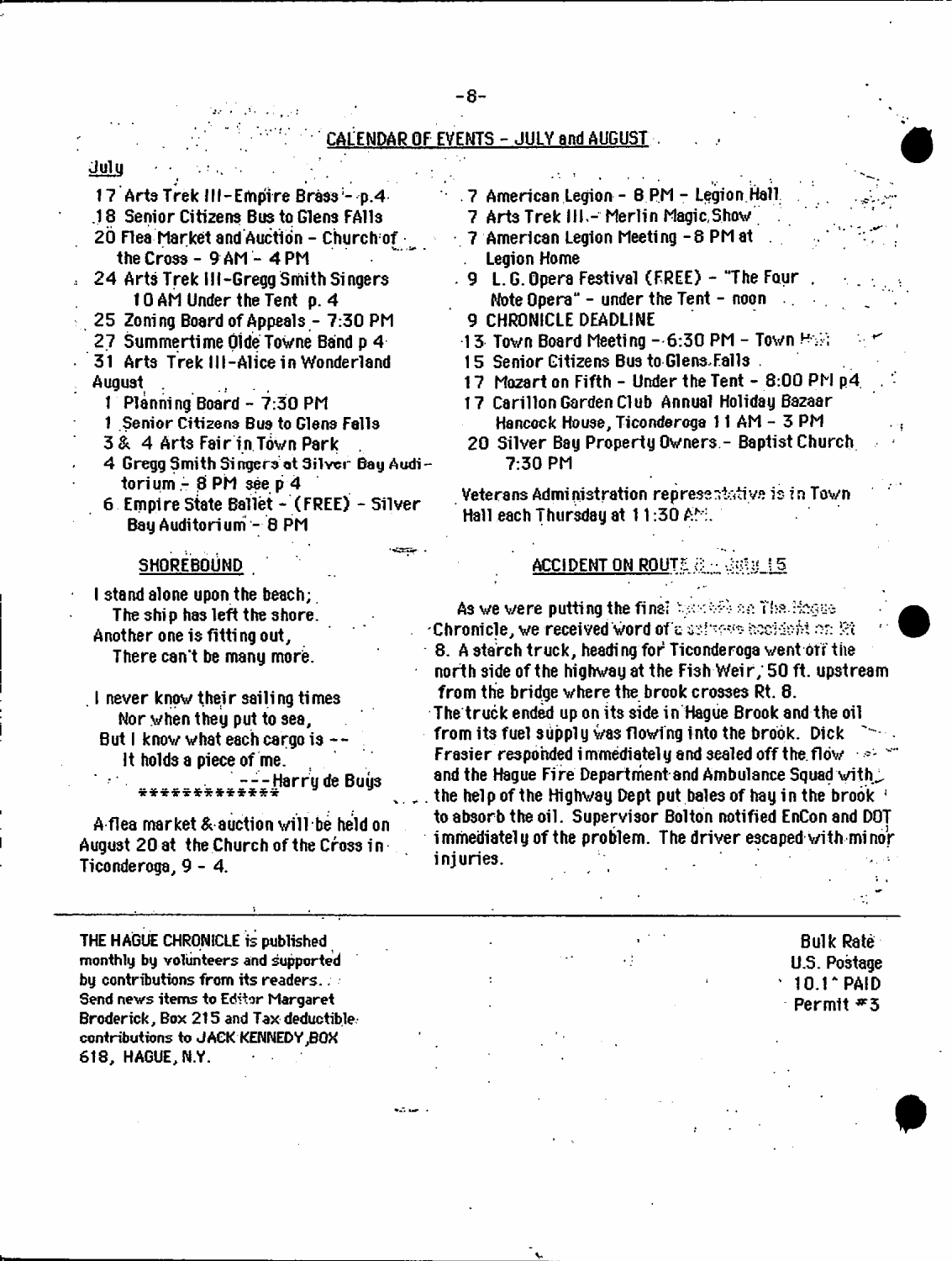## CALENDAR OF EVENTS - JULY and AUGUST

**July**

- 17 Arts Trek III-Empire Brass - p.4
- 18 Senior Citizens Bus to Glens FAlls
- 20 Flea Market and Auction - Church of the Cross - 9 AM - 4 PM
- 24 Arts Trek III-Gregg Smith Singers 10 AM Under the Tent p. 4
- 25 Zoning Board of Appeals - 7:30 PM
- 27 Summertime Olde Towne Band p 4
- 31 Arts Trek III-Alice in Wonderland

**August**

- 1 Planning Board - 7:30 PM
- 1 Senior Citizens Bus to Glens Falls
- 3 & 4 Arts Fair in Town Park
- 4 Gregg Smith Singers at Silver Bay Auditorium - 8 PM see p 4
- 6 Empire State Ballet - (FREE) - Silver Bay Auditorium - 8 PM
- 7 American Legion - 8 PM - Legion Hall
- 7 Arts Trek III - Merlin Magic Show
- 7 American Legion Meeting - 8 PM at Legion Home
- 9 L.G. Opera Festival (FREE) - "The Four Note Opera" - under the Tent - noon
- 9 CHRONICLE DEADLINE
- 13 Town Board Meeting - 6:30 PM - Town Hall
- 15 Senior Citizens Bus to Glens Falls
- 17 Mozart on Fifth - Under the Tent - 8:00 PM p4
- 17 Carillon Garden Club Annual Holiday Bazaar Hancock House, Ticonderoga 11 AM - 3 PM
- 20 Silver Bay Property Owners - Baptist Church 7:30 PM

Veterans Administration representative is in Town Hall each Thursday at 11:30 AM.

### SHOREBOUND

I stand alone upon the beach;
The ship has left the shore.
Another one is fitting out,
There can't be many more.

I never know their sailing times
Nor when they put to sea,
But I know what each cargo is --
It holds a piece of me.

---Harry de Buys

*************

A flea market & auction will be held on August 20 at the Church of the Cross in Ticonderoga, 9 - 4.

### ACCIDENT ON ROUTE 8 - July 15

As we were putting the final touches on The Hague Chronicle, we received word of a serious accident on Rt 8. A starch truck, heading for Ticonderoga went off the north side of the highway at the Fish Weir, 50 ft. upstream from the bridge where the brook crosses Rt. 8. The truck ended up on its side in Hague Brook and the oil from its fuel supply was flowing into the brook. Dick Frasier responded immediately and sealed off the flow and the Hague Fire Department and Ambulance Squad with the help of the Highway Dept put bales of hay in the brook to absorb the oil. Supervisor Bolton notified EnCon and DOT immediately of the problem. The driver escaped with minor injuries.

---

THE HAGUE CHRONICLE is published monthly by volunteers and supported by contributions from its readers. Send news items to Editor Margaret Broderick, Box 215 and Tax deductible contributions to JACK KENNEDY, BOX 618, HAGUE, N.Y.

Bulk Rate
U.S. Postage
10.1¢ PAID
Permit #3